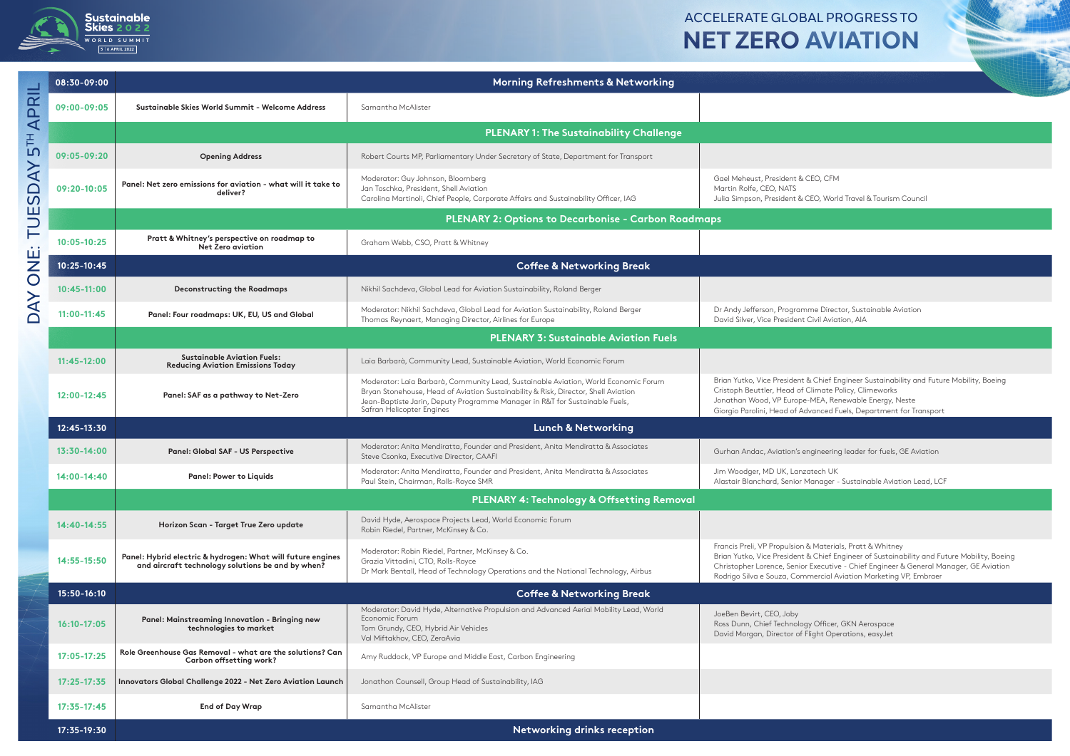Sustainable Skies 2022 WORLD SUMMIT 5 | 6 APRIL 2022

# ACCELERATE GLOBAL PROGRESS TO NET ZERO AVIATION

## DAY ONE: TUESDAY 5TH APRIL

| Time | Session | Speakers | |
|---|---|---|---|
| 08:30-09:00 | **Morning Refreshments & Networking** | | |
| 09:00-09:05 | Sustainable Skies World Summit - Welcome Address | Samantha McAlister | |
| | **PLENARY 1: The Sustainability Challenge** | | |
| 09:05-09:20 | Opening Address | Robert Courts MP, Parliamentary Under Secretary of State, Department for Transport | |
| 09:20-10:05 | Panel: Net zero emissions for aviation - what will it take to deliver? | Moderator: Guy Johnson, Bloomberg<br>Jan Toschka, President, Shell Aviation<br>Carolina Martinoli, Chief People, Corporate Affairs and Sustainability Officer, IAG | Gael Meheust, President & CEO, CFM<br>Martin Rolfe, CEO, NATS<br>Julia Simpson, President & CEO, World Travel & Tourism Council |
| | **PLENARY 2: Options to Decarbonise - Carbon Roadmaps** | | |
| 10:05-10:25 | Pratt & Whitney's perspective on roadmap to Net Zero aviation | Graham Webb, CSO, Pratt & Whitney | |
| 10:25-10:45 | **Coffee & Networking Break** | | |
| 10:45-11:00 | Deconstructing the Roadmaps | Nikhil Sachdeva, Global Lead for Aviation Sustainability, Roland Berger | |
| 11:00-11:45 | Panel: Four roadmaps: UK, EU, US and Global | Moderator: Nikhil Sachdeva, Global Lead for Aviation Sustainability, Roland Berger<br>Thomas Reynaert, Managing Director, Airlines for Europe | Dr Andy Jefferson, Programme Director, Sustainable Aviation<br>David Silver, Vice President Civil Aviation, AIA |
| | **PLENARY 3: Sustainable Aviation Fuels** | | |
| 11:45-12:00 | Sustainable Aviation Fuels: Reducing Aviation Emissions Today | Laia Barbarà, Community Lead, Sustainable Aviation, World Economic Forum | |
| 12:00-12:45 | Panel: SAF as a pathway to Net-Zero | Moderator: Laia Barbarà, Community Lead, Sustainable Aviation, World Economic Forum<br>Bryan Stonehouse, Head of Aviation Sustainability & Risk, Director, Shell Aviation<br>Jean-Baptiste Jarin, Deputy Programme Manager in R&T for Sustainable Fuels, Safran Helicopter Engines | Brian Yutko, Vice President & Chief Engineer Sustainability and Future Mobility, Boeing<br>Cristoph Beuttler, Head of Climate Policy, Climeworks<br>Jonathan Wood, VP Europe-MEA, Renewable Energy, Neste<br>Giorgio Parolini, Head of Advanced Fuels, Department for Transport |
| 12:45-13:30 | **Lunch & Networking** | | |
| 13:30-14:00 | Panel: Global SAF - US Perspective | Moderator: Anita Mendiratta, Founder and President, Anita Mendiratta & Associates<br>Steve Csonka, Executive Director, CAAFI | Gurhan Andac, Aviation's engineering leader for fuels, GE Aviation |
| 14:00-14:40 | Panel: Power to Liquids | Moderator: Anita Mendiratta, Founder and President, Anita Mendiratta & Associates<br>Paul Stein, Chairman, Rolls-Royce SMR | Jim Woodger, MD UK, Lanzatech UK<br>Alastair Blanchard, Senior Manager - Sustainable Aviation Lead, LCF |
| | **PLENARY 4: Technology & Offsetting Removal** | | |
| 14:40-14:55 | Horizon Scan - Target True Zero update | David Hyde, Aerospace Projects Lead, World Economic Forum<br>Robin Riedel, Partner, McKinsey & Co. | |
| 14:55-15:50 | Panel: Hybrid electric & hydrogen: What will future engines and aircraft technology solutions be and by when? | Moderator: Robin Riedel, Partner, McKinsey & Co.<br>Grazia Vittadini, CTO, Rolls-Royce<br>Dr Mark Bentall, Head of Technology Operations and the National Technology, Airbus | Francis Preli, VP Propulsion & Materials, Pratt & Whitney<br>Brian Yutko, Vice President & Chief Engineer of Sustainability and Future Mobility, Boeing<br>Christopher Lorence, Senior Executive - Chief Engineer & General Manager, GE Aviation<br>Rodrigo Silva e Souza, Commercial Aviation Marketing VP, Embraer |
| 15:50-16:10 | **Coffee & Networking Break** | | |
| 16:10-17:05 | Panel: Mainstreaming Innovation - Bringing new technologies to market | Moderator: David Hyde, Alternative Propulsion and Advanced Aerial Mobility Lead, World Economic Forum<br>Tom Grundy, CEO, Hybrid Air Vehicles<br>Val Miftakhov, CEO, ZeroAvia | JoeBen Bevirt, CEO, Joby<br>Ross Dunn, Chief Technology Officer, GKN Aerospace<br>David Morgan, Director of Flight Operations, easyJet |
| 17:05-17:25 | Role Greenhouse Gas Removal - what are the solutions? Can Carbon offsetting work? | Amy Ruddock, VP Europe and Middle East, Carbon Engineering | |
| 17:25-17:35 | Innovators Global Challenge 2022 - Net Zero Aviation Launch | Jonathon Counsell, Group Head of Sustainability, IAG | |
| 17:35-17:45 | End of Day Wrap | Samantha McAlister | |
| 17:35-19:30 | **Networking drinks reception** | | |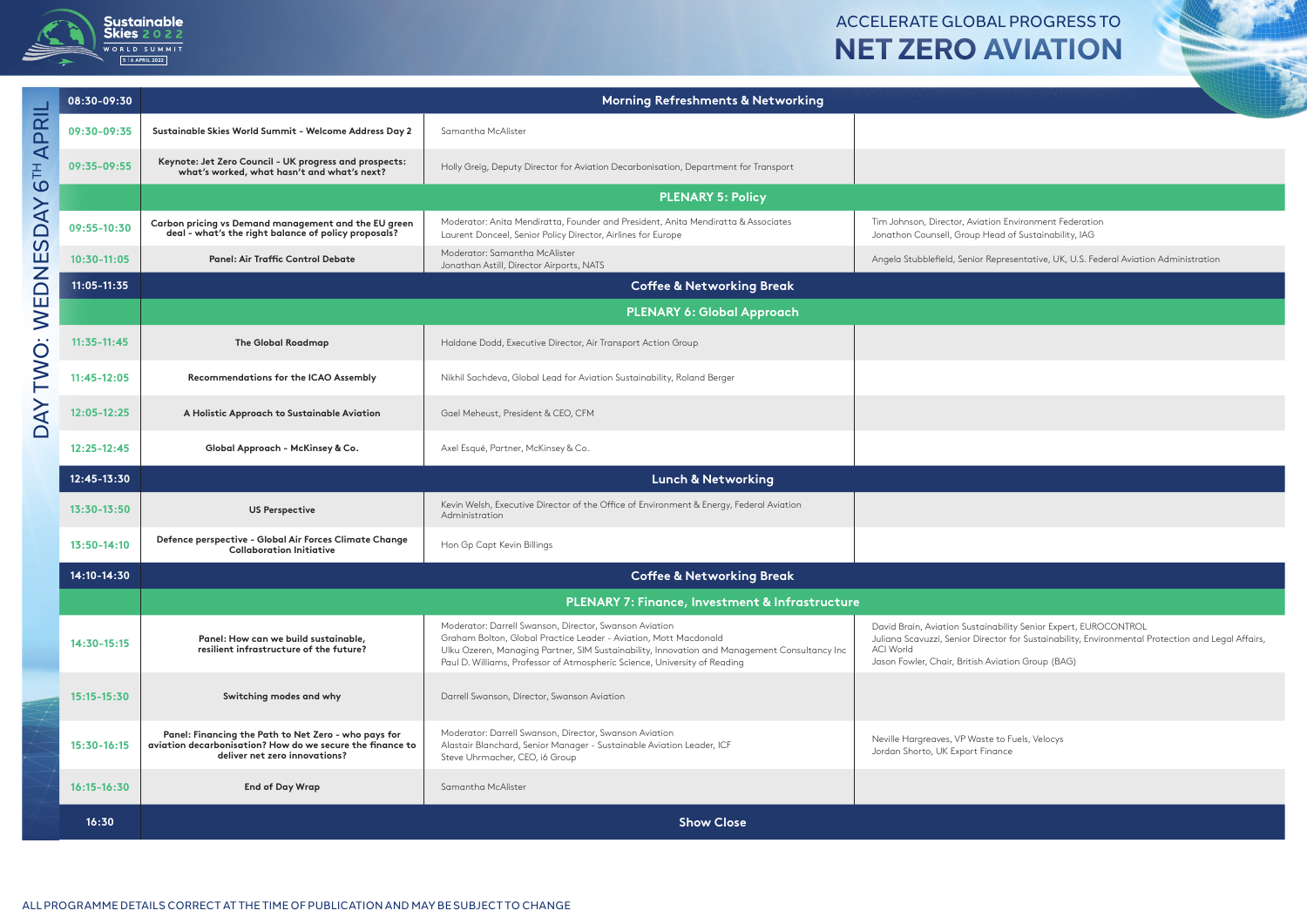# ACCELERATE GLOBAL PROGRESS TO NET ZERO AVIATION

## DAY TWO: WEDNESDAY 6TH APRIL

| | | | |
|---|---|---|---|
| 08:30-09:30 | **Morning Refreshments & Networking** | | |
| 09:30-09:35 | **Sustainable Skies World Summit - Welcome Address Day 2** | Samantha McAlister | |
| 09:35-09:55 | **Keynote: Jet Zero Council - UK progress and prospects: what's worked, what hasn't and what's next?** | Holly Greig, Deputy Director for Aviation Decarbonisation, Department for Transport | |
| | **PLENARY 5: Policy** | | |
| 09:55-10:30 | **Carbon pricing vs Demand management and the EU green deal - what's the right balance of policy proposals?** | Moderator: Anita Mendiratta, Founder and President, Anita Mendiratta & Associates<br>Laurent Donceel, Senior Policy Director, Airlines for Europe | Tim Johnson, Director, Aviation Environment Federation<br>Jonathon Counsell, Group Head of Sustainability, IAG |
| 10:30-11:05 | **Panel: Air Traffic Control Debate** | Moderator: Samantha McAlister<br>Jonathan Astill, Director Airports, NATS | Angela Stubblefield, Senior Representative, UK, U.S. Federal Aviation Administration |
| 11:05-11:35 | **Coffee & Networking Break** | | |
| | **PLENARY 6: Global Approach** | | |
| 11:35-11:45 | **The Global Roadmap** | Haldane Dodd, Executive Director, Air Transport Action Group | |
| 11:45-12:05 | **Recommendations for the ICAO Assembly** | Nikhil Sachdeva, Global Lead for Aviation Sustainability, Roland Berger | |
| 12:05-12:25 | **A Holistic Approach to Sustainable Aviation** | Gael Meheust, President & CEO, CFM | |
| 12:25-12:45 | **Global Approach - McKinsey & Co.** | Axel Esqué, Partner, McKinsey & Co. | |
| 12:45-13:30 | **Lunch & Networking** | | |
| 13:30-13:50 | **US Perspective** | Kevin Welsh, Executive Director of the Office of Environment & Energy, Federal Aviation Administration | |
| 13:50-14:10 | **Defence perspective - Global Air Forces Climate Change Collaboration Initiative** | Hon Gp Capt Kevin Billings | |
| 14:10-14:30 | **Coffee & Networking Break** | | |
| | **PLENARY 7: Finance, Investment & Infrastructure** | | |
| 14:30-15:15 | **Panel: How can we build sustainable, resilient infrastructure of the future?** | Moderator: Darrell Swanson, Director, Swanson Aviation<br>Graham Bolton, Global Practice Leader - Aviation, Mott Macdonald<br>Ulku Ozeren, Managing Partner, SIM Sustainability, Innovation and Management Consultancy Inc<br>Paul D. Williams, Professor of Atmospheric Science, University of Reading | David Brain, Aviation Sustainability Senior Expert, EUROCONTROL<br>Juliana Scavuzzi, Senior Director for Sustainability, Environmental Protection and Legal Affairs, ACI World<br>Jason Fowler, Chair, British Aviation Group (BAG) |
| 15:15-15:30 | **Switching modes and why** | Darrell Swanson, Director, Swanson Aviation | |
| 15:30-16:15 | **Panel: Financing the Path to Net Zero - who pays for aviation decarbonisation? How do we secure the finance to deliver net zero innovations?** | Moderator: Darrell Swanson, Director, Swanson Aviation<br>Alastair Blanchard, Senior Manager - Sustainable Aviation Leader, ICF<br>Steve Uhrmacher, CEO, i6 Group | Neville Hargreaves, VP Waste to Fuels, Velocys<br>Jordan Shorto, UK Export Finance |
| 16:15-16:30 | **End of Day Wrap** | Samantha McAlister | |
| 16:30 | **Show Close** | | |

ALL PROGRAMME DETAILS CORRECT AT THE TIME OF PUBLICATION AND MAY BE SUBJECT TO CHANGE